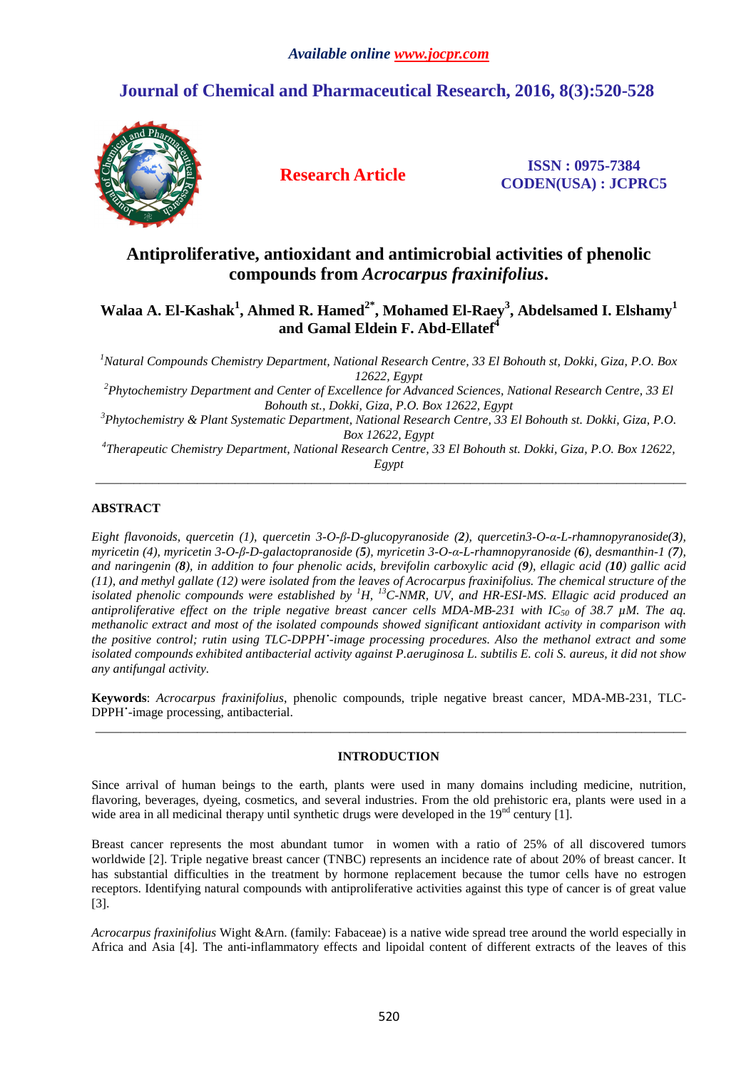# Antiproliferative, antioxidant and antimicrobial activities of phenolic compounds from *Acrocarpus fraxinifolius*.

**Walaa A. El-Kashak[1], Ahmed R. Hamed[2*], Mohamed El-Raey[3], Abdelsamed I. Elshamy[1] and Gamal Eldein F. Abd-Ellatef[4]**

*[1]Natural Compounds Chemistry Department, National Research Centre, 33 El Bohouth st, Dokki, Giza, P.O. Box 12622, Egypt*
*[2]Phytochemistry Department and Center of Excellence for Advanced Sciences, National Research Centre, 33 El Bohouth st., Dokki, Giza, P.O. Box 12622, Egypt*
*[3]Phytochemistry & Plant Systematic Department, National Research Centre, 33 El Bohouth st. Dokki, Giza, P.O. Box 12622, Egypt*
*[4]Therapeutic Chemistry Department, National Research Centre, 33 El Bohouth st. Dokki, Giza, P.O. Box 12622, Egypt*

---

## ABSTRACT

*Eight flavonoids, quercetin (1), quercetin 3-O-β-D-glucopyranoside (**2**), quercetin3-O-α-L-rhamnopyranoside(**3**), myricetin (4), myricetin 3-O-β-D-galactopranoside (**5**), myricetin 3-O-α-L-rhamnopyranoside (**6**), desmanthin-1 (**7**), and naringenin (**8**), in addition to four phenolic acids, brevifolin carboxylic acid (**9**), ellagic acid (**10**) gallic acid (11), and methyl gallate (12) were isolated from the leaves of Acrocarpus fraxinifolius. The chemical structure of the isolated phenolic compounds were established by $^{1}H$, $^{13}C$-NMR, UV, and HR-ESI-MS. Ellagic acid produced an antiproliferative effect on the triple negative breast cancer cells MDA-MB-231 with $IC_{50}$ of 38.7 µM. The aq. methanolic extract and most of the isolated compounds showed significant antioxidant activity in comparison with the positive control; rutin using TLC-DPPH•-image processing procedures. Also the methanol extract and some isolated compounds exhibited antibacterial activity against P.aeruginosa L. subtilis E. coli S. aureus, it did not show any antifungal activity.*

**Keywords**: *Acrocarpus fraxinifolius*, phenolic compounds, triple negative breast cancer, MDA-MB-231, TLC-DPPH•-image processing, antibacterial.

---

## INTRODUCTION

Since arrival of human beings to the earth, plants were used in many domains including medicine, nutrition, flavoring, beverages, dyeing, cosmetics, and several industries. From the old prehistoric era, plants were used in a wide area in all medicinal therapy until synthetic drugs were developed in the 19nd century [1].

Breast cancer represents the most abundant tumor in women with a ratio of 25% of all discovered tumors worldwide [2]. Triple negative breast cancer (TNBC) represents an incidence rate of about 20% of breast cancer. It has substantial difficulties in the treatment by hormone replacement because the tumor cells have no estrogen receptors. Identifying natural compounds with antiproliferative activities against this type of cancer is of great value [3].

*Acrocarpus fraxinifolius* Wight &Arn. (family: Fabaceae) is a native wide spread tree around the world especially in Africa and Asia [4]. The anti-inflammatory effects and lipoidal content of different extracts of the leaves of this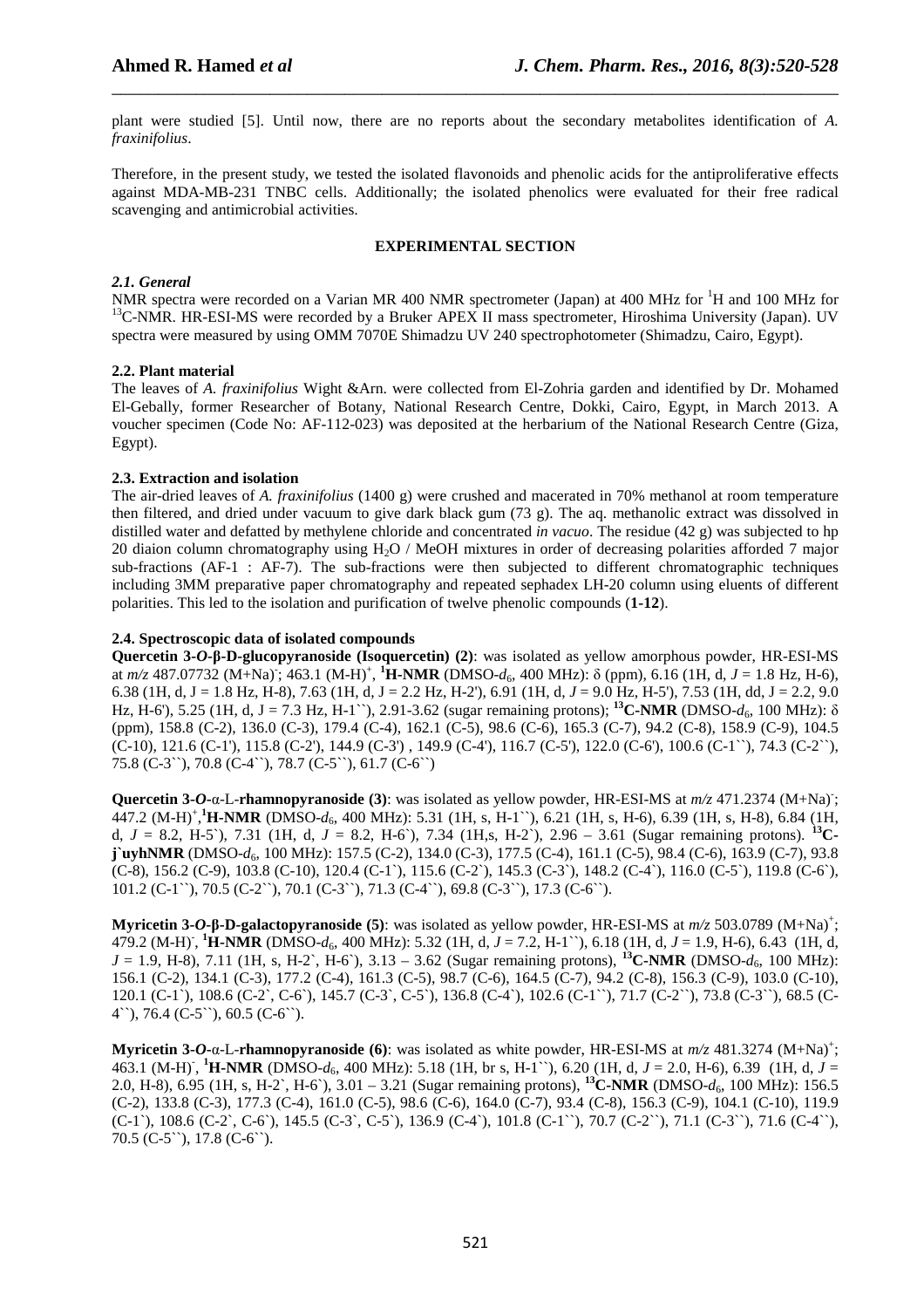plant were studied [5]. Until now, there are no reports about the secondary metabolites identification of *A. fraxinifolius*.

Therefore, in the present study, we tested the isolated flavonoids and phenolic acids for the antiproliferative effects against MDA-MB-231 TNBC cells. Additionally; the isolated phenolics were evaluated for their free radical scavenging and antimicrobial activities.

## EXPERIMENTAL SECTION

### *2.1. General*

NMR spectra were recorded on a Varian MR 400 NMR spectrometer (Japan) at 400 MHz for $^{1}H$ and 100 MHz for $^{13}C$-NMR. HR-ESI-MS were recorded by a Bruker APEX II mass spectrometer, Hiroshima University (Japan). UV spectra were measured by using OMM 7070E Shimadzu UV 240 spectrophotometer (Shimadzu, Cairo, Egypt).

### 2.2. Plant material

The leaves of *A. fraxinifolius* Wight &Arn. were collected from El-Zohria garden and identified by Dr. Mohamed El-Gebally, former Researcher of Botany, National Research Centre, Dokki, Cairo, Egypt, in March 2013. A voucher specimen (Code No: AF-112-023) was deposited at the herbarium of the National Research Centre (Giza, Egypt).

### 2.3. Extraction and isolation

The air-dried leaves of *A. fraxinifolius* (1400 g) were crushed and macerated in 70% methanol at room temperature then filtered, and dried under vacuum to give dark black gum (73 g). The aq. methanolic extract was dissolved in distilled water and defatted by methylene chloride and concentrated *in vacuo*. The residue (42 g) was subjected to hp 20 diaion column chromatography using $H_2O$ / MeOH mixtures in order of decreasing polarities afforded 7 major sub-fractions (AF-1 : AF-7). The sub-fractions were then subjected to different chromatographic techniques including 3MM preparative paper chromatography and repeated sephadex LH-20 column using eluents of different polarities. This led to the isolation and purification of twelve phenolic compounds (**1-12**).

### 2.4. Spectroscopic data of isolated compounds

**Quercetin 3-*O*-β-D-glucopyranoside (Isoquercetin) (2)**: was isolated as yellow amorphous powder, HR-ESI-MS at *m/z* 487.07732 $(M+Na)^{-}$; 463.1 $(M-H)^{+}$, **$^{1}$H-NMR** (DMSO-$d_6$, 400 MHz): δ (ppm), 6.16 (1H, d, *J* = 1.8 Hz, H-6), 6.38 (1H, d, J = 1.8 Hz, H-8), 7.63 (1H, d, J = 2.2 Hz, H-2'), 6.91 (1H, d, *J* = 9.0 Hz, H-5'), 7.53 (1H, dd, J = 2.2, 9.0 Hz, H-6'), 5.25 (1H, d, J = 7.3 Hz, H-1``), 2.91-3.62 (sugar remaining protons); **$^{13}$C-NMR** (DMSO-$d_6$, 100 MHz): δ (ppm), 158.8 (C-2), 136.0 (C-3), 179.4 (C-4), 162.1 (C-5), 98.6 (C-6), 165.3 (C-7), 94.2 (C-8), 158.9 (C-9), 104.5 (C-10), 121.6 (C-1'), 115.8 (C-2'), 144.9 (C-3') , 149.9 (C-4'), 116.7 (C-5'), 122.0 (C-6'), 100.6 (C-1``), 74.3 (C-2``), 75.8 (C-3``), 70.8 (C-4``), 78.7 (C-5``), 61.7 (C-6``)

**Quercetin 3-*O*-α-L-rhamnopyranoside (3)**: was isolated as yellow powder, HR-ESI-MS at *m/z* 471.2374 $(M+Na)^{-}$; 447.2 $(M-H)^{+}$,**$^{1}$H-NMR** (DMSO-$d_6$, 400 MHz): 5.31 (1H, s, H-1``), 6.21 (1H, s, H-6), 6.39 (1H, s, H-8), 6.84 (1H, d, *J* = 8.2, H-5`), 7.31 (1H, d, *J* = 8.2, H-6`), 7.34 (1H,s, H-2`), 2.96 – 3.61 (Sugar remaining protons). **$^{13}$C-j`uyhNMR** (DMSO-$d_6$, 100 MHz): 157.5 (C-2), 134.0 (C-3), 177.5 (C-4), 161.1 (C-5), 98.4 (C-6), 163.9 (C-7), 93.8 (C-8), 156.2 (C-9), 103.8 (C-10), 120.4 (C-1`), 115.6 (C-2`), 145.3 (C-3`), 148.2 (C-4`), 116.0 (C-5`), 119.8 (C-6`), 101.2 (C-1``), 70.5 (C-2``), 70.1 (C-3``), 71.3 (C-4``), 69.8 (C-3``), 17.3 (C-6``).

**Myricetin 3-*O*-β-D-galactopyranoside (5)**: was isolated as yellow powder, HR-ESI-MS at *m/z* 503.0789 $(M+Na)^{+}$; 479.2 $(M-H)^{-}$, **$^{1}$H-NMR** (DMSO-$d_6$, 400 MHz): 5.32 (1H, d, *J* = 7.2, H-1``), 6.18 (1H, d, *J* = 1.9, H-6), 6.43 (1H, d, *J* = 1.9, H-8), 7.11 (1H, s, H-2`, H-6`), 3.13 – 3.62 (Sugar remaining protons), **$^{13}$C-NMR** (DMSO-$d_6$, 100 MHz): 156.1 (C-2), 134.1 (C-3), 177.2 (C-4), 161.3 (C-5), 98.7 (C-6), 164.5 (C-7), 94.2 (C-8), 156.3 (C-9), 103.0 (C-10), 120.1 (C-1`), 108.6 (C-2`, C-6`), 145.7 (C-3`, C-5`), 136.8 (C-4`), 102.6 (C-1``), 71.7 (C-2``), 73.8 (C-3``), 68.5 (C-4``), 76.4 (C-5``), 60.5 (C-6``).

**Myricetin 3-*O*-α-L-rhamnopyranoside (6)**: was isolated as white powder, HR-ESI-MS at *m/z* 481.3274 $(M+Na)^{+}$; 463.1 $(M-H)^{-}$, **$^{1}$H-NMR** (DMSO-$d_6$, 400 MHz): 5.18 (1H, br s, H-1``), 6.20 (1H, d, *J* = 2.0, H-6), 6.39 (1H, d, *J* = 2.0, H-8), 6.95 (1H, s, H-2`, H-6`), 3.01 – 3.21 (Sugar remaining protons), **$^{13}$C-NMR** (DMSO-$d_6$, 100 MHz): 156.5 (C-2), 133.8 (C-3), 177.3 (C-4), 161.0 (C-5), 98.6 (C-6), 164.0 (C-7), 93.4 (C-8), 156.3 (C-9), 104.1 (C-10), 119.9 (C-1`), 108.6 (C-2`, C-6`), 145.5 (C-3`, C-5`), 136.9 (C-4`), 101.8 (C-1``), 70.7 (C-2``), 71.1 (C-3``), 71.6 (C-4``), 70.5 (C-5``), 17.8 (C-6``).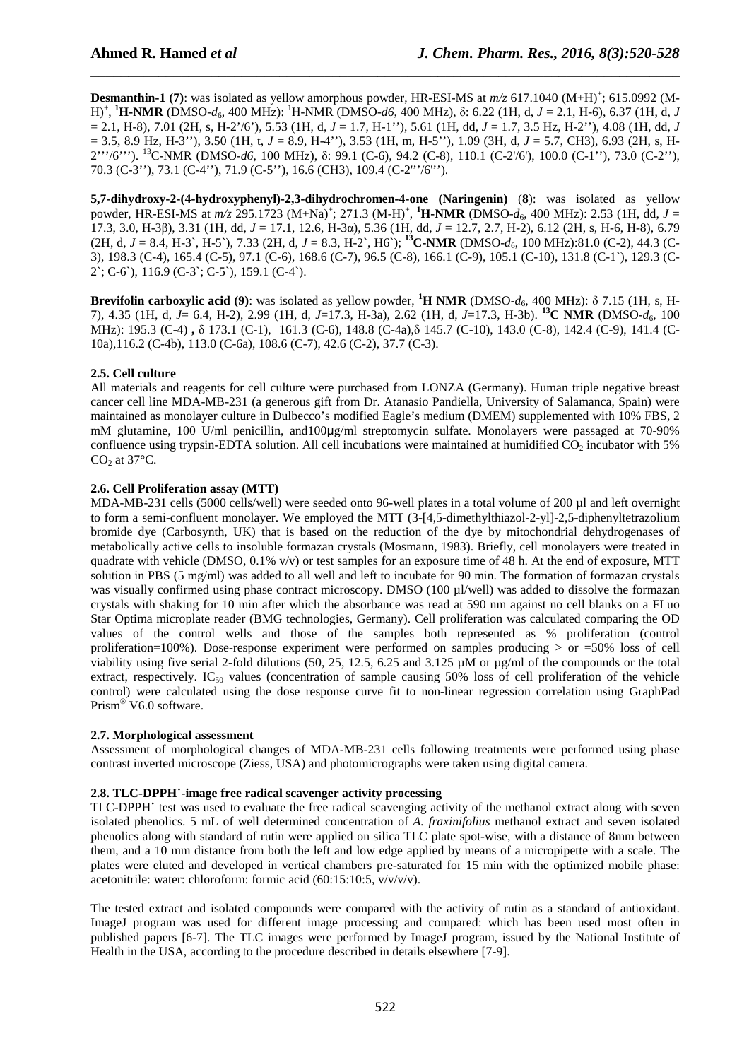**Desmanthin-1 (7)**: was isolated as yellow amorphous powder, HR-ESI-MS at *m/z* 617.1040 $(M+H)^+$; 615.0992 $(M-H)^+$, **$^1$H-NMR** (DMSO-$d_6$, 400 MHz): $^1$H-NMR (DMSO-*d6*, 400 MHz), δ: 6.22 (1H, d, *J* = 2.1, H-6), 6.37 (1H, d, *J* = 2.1, H-8), 7.01 (2H, s, H-2'/6'), 5.53 (1H, d, *J* = 1.7, H-1''), 5.61 (1H, dd, *J* = 1.7, 3.5 Hz, H-2''), 4.08 (1H, dd, *J* = 3.5, 8.9 Hz, H-3''), 3.50 (1H, t, *J* = 8.9, H-4''), 3.53 (1H, m, H-5''), 1.09 (3H, d, *J* = 5.7, CH3), 6.93 (2H, s, H-2'''/6'''). $^{13}$C-NMR (DMSO-*d6*, 100 MHz), δ: 99.1 (C-6), 94.2 (C-8), 110.1 (C-2'/6'), 100.0 (C-1''), 73.0 (C-2''), 70.3 (C-3''), 73.1 (C-4''), 71.9 (C-5''), 16.6 (CH3), 109.4 (C-2'''/6''').

**5,7-dihydroxy-2-(4-hydroxyphenyl)-2,3-dihydrochromen-4-one (Naringenin)** (**8**): was isolated as yellow powder, HR-ESI-MS at *m/z* 295.1723 $(M+Na)^+$; 271.3 $(M-H)^+$, **$^1$H-NMR** (DMSO-$d_6$, 400 MHz): 2.53 (1H, dd, *J* = 17.3, 3.0, H-3β), 3.31 (1H, dd, *J* = 17.1, 12.6, H-3α), 5.36 (1H, dd, *J* = 12.7, 2.7, H-2), 6.12 (2H, s, H-6, H-8), 6.79 (2H, d, *J* = 8.4, H-3`, H-5`), 7.33 (2H, d, *J* = 8.3, H-2`, H6`); **$^{13}$C-NMR** (DMSO-$d_6$, 100 MHz):81.0 (C-2), 44.3 (C-3), 198.3 (C-4), 165.4 (C-5), 97.1 (C-6), 168.6 (C-7), 96.5 (C-8), 166.1 (C-9), 105.1 (C-10), 131.8 (C-1`), 129.3 (C-2`; C-6`), 116.9 (C-3`; C-5`), 159.1 (C-4`).

**Brevifolin carboxylic acid (9)**: was isolated as yellow powder, **$^1$H NMR** (DMSO-$d_6$, 400 MHz): δ 7.15 (1H, s, H-7), 4.35 (1H, d, *J*= 6.4, H-2), 2.99 (1H, d, *J*=17.3, H-3a), 2.62 (1H, d, *J*=17.3, H-3b). **$^{13}$C NMR** (DMSO-$d_6$, 100 MHz): 195.3 (C-4) **,** δ 173.1 (C-1), 161.3 (C-6), 148.8 (C-4a),δ 145.7 (C-10), 143.0 (C-8), 142.4 (C-9), 141.4 (C-10a),116.2 (C-4b), 113.0 (C-6a), 108.6 (C-7), 42.6 (C-2), 37.7 (C-3).

### 2.5. Cell culture

All materials and reagents for cell culture were purchased from LONZA (Germany). Human triple negative breast cancer cell line MDA-MB-231 (a generous gift from Dr. Atanasio Pandiella, University of Salamanca, Spain) were maintained as monolayer culture in Dulbecco's modified Eagle's medium (DMEM) supplemented with 10% FBS, 2 mM glutamine, 100 U/ml penicillin, and100μg/ml streptomycin sulfate. Monolayers were passaged at 70-90% confluence using trypsin-EDTA solution. All cell incubations were maintained at humidified $CO_2$ incubator with 5% $CO_2$ at 37°C.

### 2.6. Cell Proliferation assay (MTT)

MDA-MB-231 cells (5000 cells/well) were seeded onto 96-well plates in a total volume of 200 µl and left overnight to form a semi-confluent monolayer. We employed the MTT (3-[4,5-dimethylthiazol-2-yl]-2,5-diphenyltetrazolium bromide dye (Carbosynth, UK) that is based on the reduction of the dye by mitochondrial dehydrogenases of metabolically active cells to insoluble formazan crystals (Mosmann, 1983). Briefly, cell monolayers were treated in quadrate with vehicle (DMSO, 0.1% v/v) or test samples for an exposure time of 48 h. At the end of exposure, MTT solution in PBS (5 mg/ml) was added to all well and left to incubate for 90 min. The formation of formazan crystals was visually confirmed using phase contract microscopy. DMSO (100 µl/well) was added to dissolve the formazan crystals with shaking for 10 min after which the absorbance was read at 590 nm against no cell blanks on a FLuo Star Optima microplate reader (BMG technologies, Germany). Cell proliferation was calculated comparing the OD values of the control wells and those of the samples both represented as % proliferation (control proliferation=100%). Dose-response experiment were performed on samples producing > or =50% loss of cell viability using five serial 2-fold dilutions (50, 25, 12.5, 6.25 and 3.125 µM or µg/ml of the compounds or the total extract, respectively. $IC_{50}$ values (concentration of sample causing 50% loss of cell proliferation of the vehicle control) were calculated using the dose response curve fit to non-linear regression correlation using GraphPad Prism® V6.0 software.

### 2.7. Morphological assessment

Assessment of morphological changes of MDA-MB-231 cells following treatments were performed using phase contrast inverted microscope (Ziess, USA) and photomicrographs were taken using digital camera.

### 2.8. TLC-DPPH$^\bullet$-image free radical scavenger activity processing

TLC-DPPH$^\bullet$ test was used to evaluate the free radical scavenging activity of the methanol extract along with seven isolated phenolics. 5 mL of well determined concentration of *A. fraxinifolius* methanol extract and seven isolated phenolics along with standard of rutin were applied on silica TLC plate spot-wise, with a distance of 8mm between them, and a 10 mm distance from both the left and low edge applied by means of a micropipette with a scale. The plates were eluted and developed in vertical chambers pre-saturated for 15 min with the optimized mobile phase: acetonitrile: water: chloroform: formic acid (60:15:10:5, v/v/v/v).

The tested extract and isolated compounds were compared with the activity of rutin as a standard of antioxidant. ImageJ program was used for different image processing and compared: which has been used most often in published papers [6-7]. The TLC images were performed by ImageJ program, issued by the National Institute of Health in the USA, according to the procedure described in details elsewhere [7-9].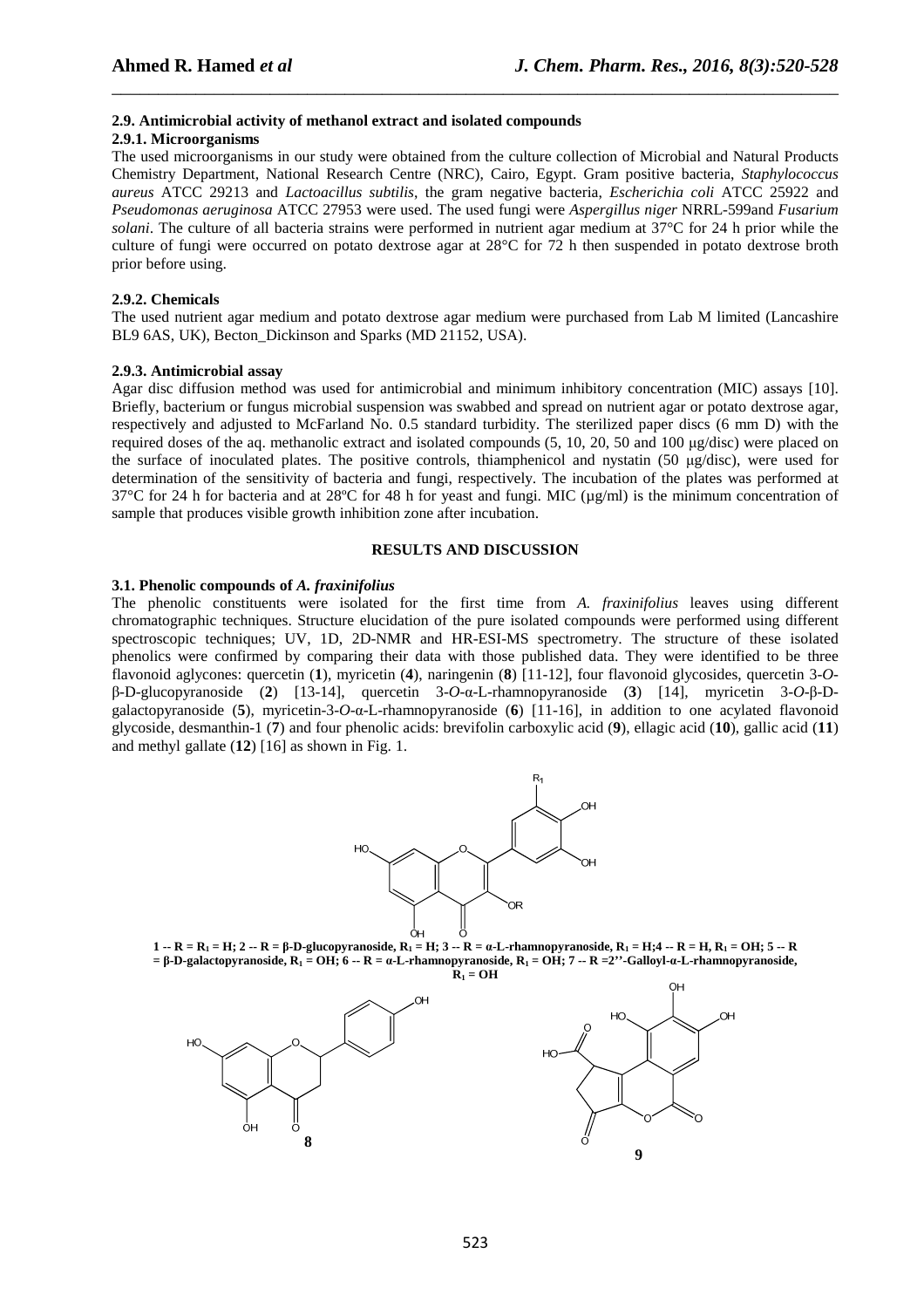#### 2.9. Antimicrobial activity of methanol extract and isolated compounds

#### 2.9.1. Microorganisms

The used microorganisms in our study were obtained from the culture collection of Microbial and Natural Products Chemistry Department, National Research Centre (NRC), Cairo, Egypt. Gram positive bacteria, *Staphylococcus aureus* ATCC 29213 and *Lactoacillus subtilis*, the gram negative bacteria, *Escherichia coli* ATCC 25922 and *Pseudomonas aeruginosa* ATCC 27953 were used. The used fungi were *Aspergillus niger* NRRL-599and *Fusarium solani*. The culture of all bacteria strains were performed in nutrient agar medium at 37°C for 24 h prior while the culture of fungi were occurred on potato dextrose agar at 28°C for 72 h then suspended in potato dextrose broth prior before using.

#### 2.9.2. Chemicals

The used nutrient agar medium and potato dextrose agar medium were purchased from Lab M limited (Lancashire BL9 6AS, UK), Becton_Dickinson and Sparks (MD 21152, USA).

#### 2.9.3. Antimicrobial assay

Agar disc diffusion method was used for antimicrobial and minimum inhibitory concentration (MIC) assays [10]. Briefly, bacterium or fungus microbial suspension was swabbed and spread on nutrient agar or potato dextrose agar, respectively and adjusted to McFarland No. 0.5 standard turbidity. The sterilized paper discs (6 mm D) with the required doses of the aq. methanolic extract and isolated compounds (5, 10, 20, 50 and 100 µg/disc) were placed on the surface of inoculated plates. The positive controls, thiamphenicol and nystatin (50 µg/disc), were used for determination of the sensitivity of bacteria and fungi, respectively. The incubation of the plates was performed at 37°C for 24 h for bacteria and at 28ºC for 48 h for yeast and fungi. MIC (µg/ml) is the minimum concentration of sample that produces visible growth inhibition zone after incubation.

## RESULTS AND DISCUSSION

#### 3.1. Phenolic compounds of *A. fraxinifolius*

The phenolic constituents were isolated for the first time from *A. fraxinifolius* leaves using different chromatographic techniques. Structure elucidation of the pure isolated compounds were performed using different spectroscopic techniques; UV, 1D, 2D-NMR and HR-ESI-MS spectrometry. The structure of these isolated phenolics were confirmed by comparing their data with those published data. They were identified to be three flavonoid aglycones: quercetin (**1**), myricetin (**4**), naringenin (**8**) [11-12], four flavonoid glycosides, quercetin 3-*O*-β-D-glucopyranoside (**2**) [13-14], quercetin 3-*O*-α-L-rhamnopyranoside (**3**) [14], myricetin 3-*O*-β-D-galactopyranoside (**5**), myricetin-3-*O*-α-L-rhamnopyranoside (**6**) [11-16], in addition to one acylated flavonoid glycoside, desmanthin-1 (**7**) and four phenolic acids: brevifolin carboxylic acid (**9**), ellagic acid (**10**), gallic acid (**11**) and methyl gallate (**12**) [16] as shown in Fig. 1.

**1 -- R = $R_1$ = H; 2 -- R = β-D-glucopyranoside, $R_1$ = H; 3 -- R = α-L-rhamnopyranoside, $R_1$ = H;4 -- R = H, $R_1$ = OH; 5 -- R = β-D-galactopyranoside, $R_1$ = OH; 6 -- R = α-L-rhamnopyranoside, $R_1$ = OH; 7 -- R =2''-Galloyl-α-L-rhamnopyranoside, $R_1$ = OH**

**8**

**9**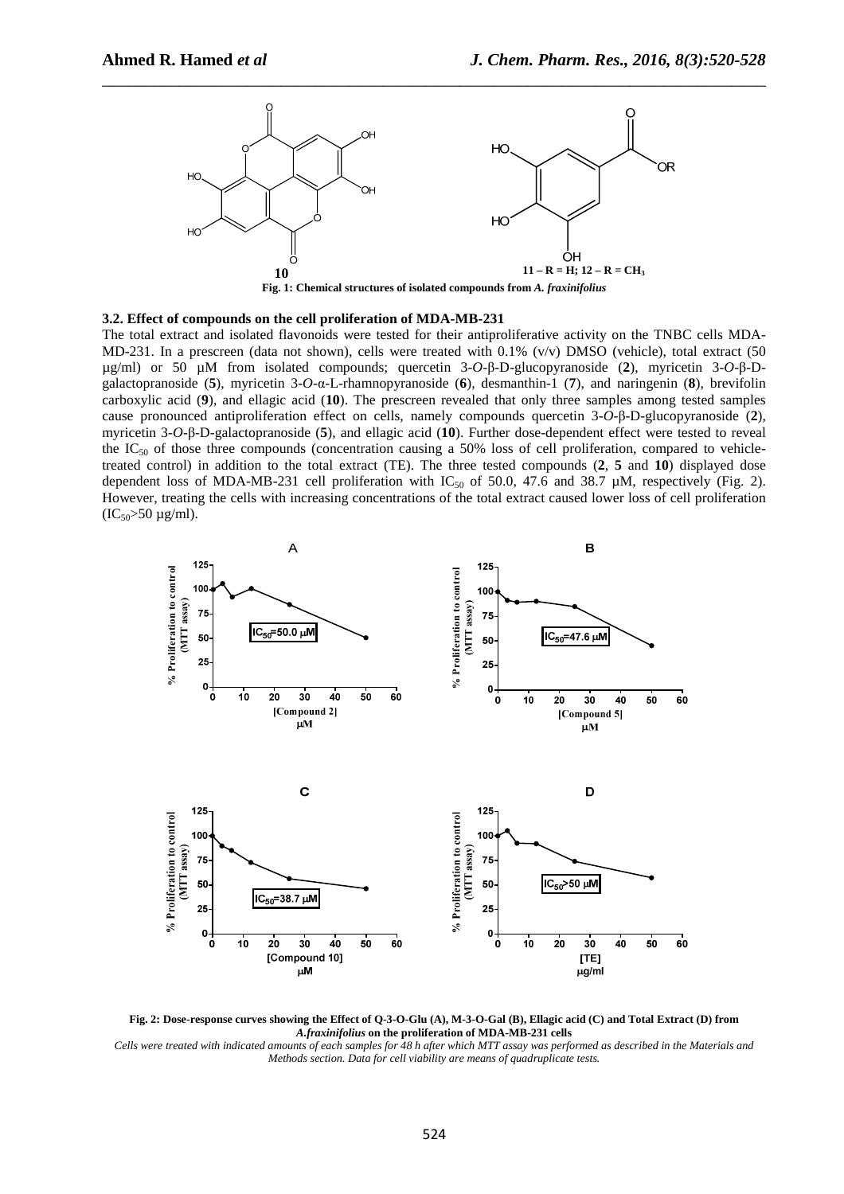**10**

**11 – R = H; 12 – R = CH$_3$**

**Fig. 1: Chemical structures of isolated compounds from *A. fraxinifolius***

### 3.2. Effect of compounds on the cell proliferation of MDA-MB-231

The total extract and isolated flavonoids were tested for their antiproliferative activity on the TNBC cells MDA-MD-231. In a prescreen (data not shown), cells were treated with 0.1% (v/v) DMSO (vehicle), total extract (50 µg/ml) or 50 µM from isolated compounds; quercetin 3-*O*-β-D-glucopyranoside (**2**), myricetin 3-*O*-β-D-galactopranoside (**5**), myricetin 3-*O*-α-L-rhamnopyranoside (**6**), desmanthin-1 (**7**), and naringenin (**8**), brevifolin carboxylic acid (**9**), and ellagic acid (**10**). The prescreen revealed that only three samples among tested samples cause pronounced antiproliferation effect on cells, namely compounds quercetin 3-*O*-β-D-glucopyranoside (**2**), myricetin 3-*O*-β-D-galactopranoside (**5**), and ellagic acid (**10**). Further dose-dependent effect were tested to reveal the $IC_{50}$ of those three compounds (concentration causing a 50% loss of cell proliferation, compared to vehicle-treated control) in addition to the total extract (TE). The three tested compounds (**2**, **5** and **10**) displayed dose dependent loss of MDA-MB-231 cell proliferation with $IC_{50}$ of 50.0, 47.6 and 38.7 µM, respectively (Fig. 2). However, treating the cells with increasing concentrations of the total extract caused lower loss of cell proliferation ($IC_{50}$>50 µg/ml).

**Fig. 2: Dose-response curves showing the Effect of Q-3-O-Glu (A), M-3-O-Gal (B), Ellagic acid (C) and Total Extract (D) from *A.fraxinifolius* on the proliferation of MDA-MB-231 cells**

*Cells were treated with indicated amounts of each samples for 48 h after which MTT assay was performed as described in the Materials and Methods section. Data for cell viability are means of quadruplicate tests.*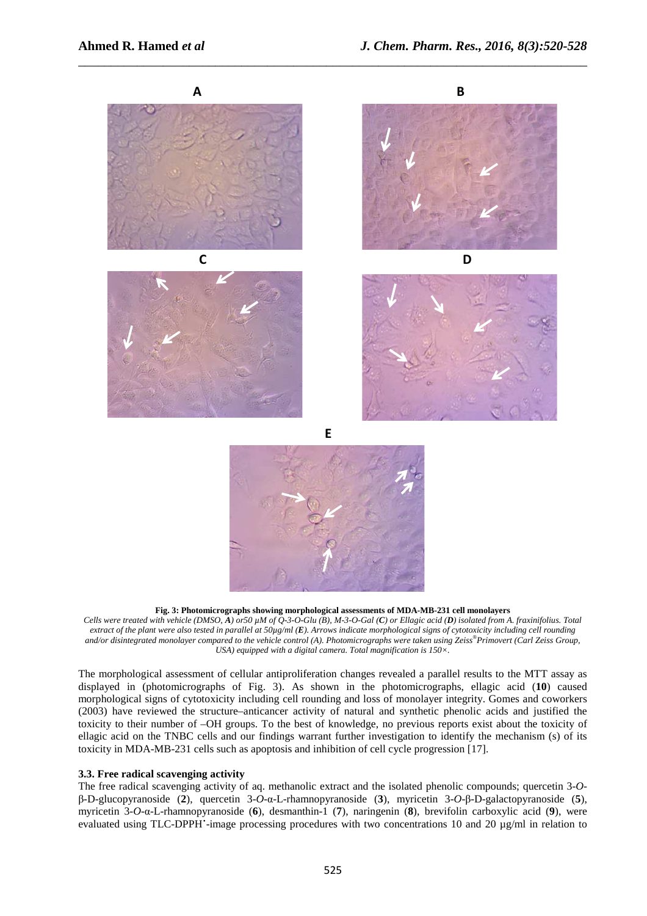A

B

C

D

E

**Fig. 3: Photomicrographs showing morphological assessments of MDA-MB-231 cell monolayers**

*Cells were treated with vehicle (DMSO, **A**) or50 µM of Q-3-O-Glu (B), M-3-O-Gal (**C**) or Ellagic acid (**D**) isolated from A. fraxinifolius. Total extract of the plant were also tested in parallel at 50µg/ml (**E**). Arrows indicate morphological signs of cytotoxicity including cell rounding and/or disintegrated monolayer compared to the vehicle control (A). Photomicrographs were taken using Zeiss® Primovert (Carl Zeiss Group, USA) equipped with a digital camera. Total magnification is 150×.*

The morphological assessment of cellular antiproliferation changes revealed a parallel results to the MTT assay as displayed in (photomicrographs of Fig. 3). As shown in the photomicrographs, ellagic acid (**10**) caused morphological signs of cytotoxicity including cell rounding and loss of monolayer integrity. Gomes and coworkers (2003) have reviewed the structure–anticancer activity of natural and synthetic phenolic acids and justified the toxicity to their number of –OH groups. To the best of knowledge, no previous reports exist about the toxicity of ellagic acid on the TNBC cells and our findings warrant further investigation to identify the mechanism (s) of its toxicity in MDA-MB-231 cells such as apoptosis and inhibition of cell cycle progression [17].

### 3.3. Free radical scavenging activity

The free radical scavenging activity of aq. methanolic extract and the isolated phenolic compounds; quercetin 3-*O*-β-D-glucopyranoside (**2**), quercetin 3-*O*-α-L-rhamnopyranoside (**3**), myricetin 3-*O*-β-D-galactopyranoside (**5**), myricetin 3-*O*-α-L-rhamnopyranoside (**6**), desmanthin-1 (**7**), naringenin (**8**), brevifolin carboxylic acid (**9**), were evaluated using TLC-DPPH$^{\bullet}$-image processing procedures with two concentrations 10 and 20 µg/ml in relation to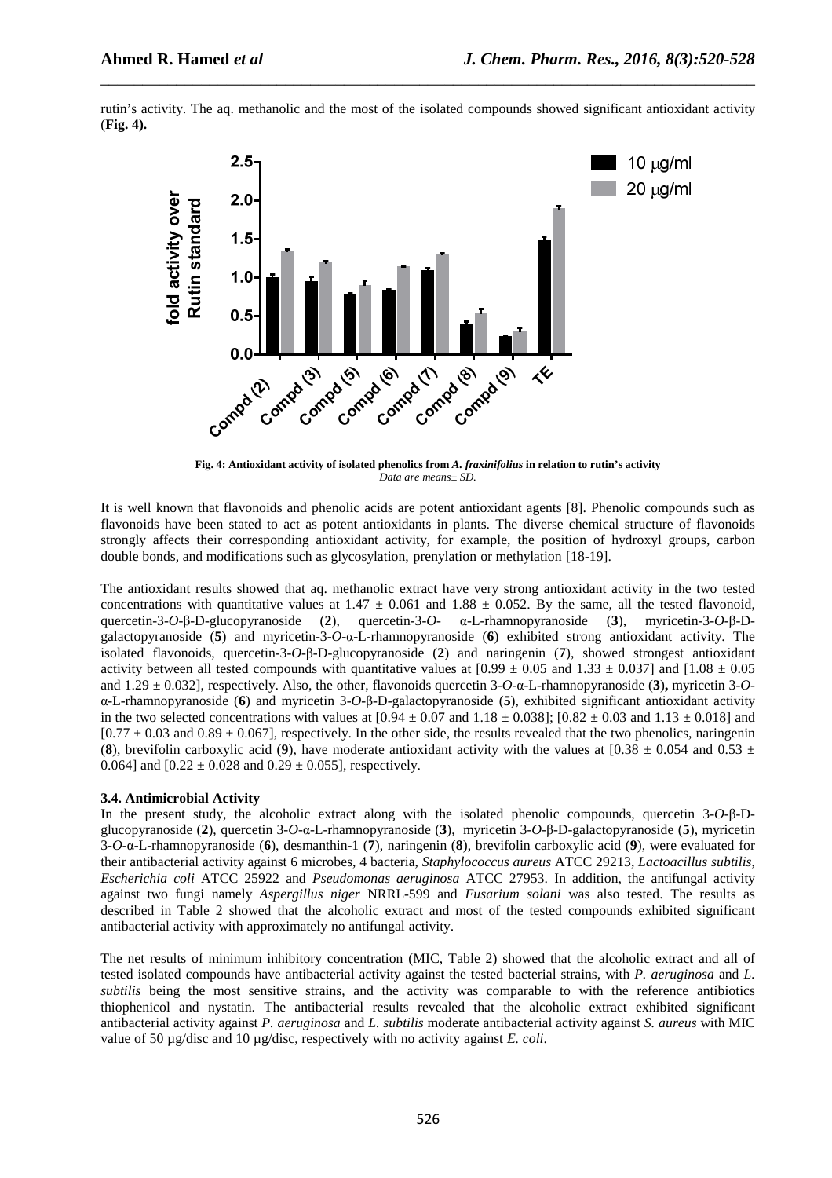rutin's activity. The aq. methanolic and the most of the isolated compounds showed significant antioxidant activity (**Fig. 4).**

**Fig. 4: Antioxidant activity of isolated phenolics from *A. fraxinifolius* in relation to rutin's activity**
*Data are means± SD.*

It is well known that flavonoids and phenolic acids are potent antioxidant agents [8]. Phenolic compounds such as flavonoids have been stated to act as potent antioxidants in plants. The diverse chemical structure of flavonoids strongly affects their corresponding antioxidant activity, for example, the position of hydroxyl groups, carbon double bonds, and modifications such as glycosylation, prenylation or methylation [18-19].

The antioxidant results showed that aq. methanolic extract have very strong antioxidant activity in the two tested concentrations with quantitative values at 1.47 ± 0.061 and 1.88 ± 0.052. By the same, all the tested flavonoid, quercetin-3-*O*-β-D-glucopyranoside (**2**), quercetin-3-*O*- α-L-rhamnopyranoside (**3**), myricetin-3-*O*-β-D-galactopyranoside (**5**) and myricetin-3-*O*-α-L-rhamnopyranoside (**6**) exhibited strong antioxidant activity. The isolated flavonoids, quercetin-3-*O*-β-D-glucopyranoside (**2**) and naringenin (**7**), showed strongest antioxidant activity between all tested compounds with quantitative values at [0.99 ± 0.05 and 1.33 ± 0.037] and [1.08 ± 0.05 and 1.29 ± 0.032], respectively. Also, the other, flavonoids quercetin 3-*O*-α-L-rhamnopyranoside (**3**)**,** myricetin 3-*O*-α-L-rhamnopyranoside (**6**) and myricetin 3-*O*-β-D-galactopyranoside (**5**), exhibited significant antioxidant activity in the two selected concentrations with values at [0.94 ± 0.07 and 1.18 ± 0.038]; [0.82 ± 0.03 and 1.13 ± 0.018] and [0.77 ± 0.03 and 0.89 ± 0.067], respectively. In the other side, the results revealed that the two phenolics, naringenin (**8**), brevifolin carboxylic acid (**9**), have moderate antioxidant activity with the values at [0.38 ± 0.054 and 0.53 ± 0.064] and [0.22 ± 0.028 and 0.29 ± 0.055], respectively.

### 3.4. Antimicrobial Activity

In the present study, the alcoholic extract along with the isolated phenolic compounds, quercetin 3-*O*-β-D-glucopyranoside (**2**), quercetin 3-*O*-α-L-rhamnopyranoside (**3**), myricetin 3-*O*-β-D-galactopyranoside (**5**), myricetin 3-*O*-α-L-rhamnopyranoside (**6**), desmanthin-1 (**7**), naringenin (**8**), brevifolin carboxylic acid (**9**), were evaluated for their antibacterial activity against 6 microbes, 4 bacteria, *Staphylococcus aureus* ATCC 29213, *Lactoacillus subtilis*, *Escherichia coli* ATCC 25922 and *Pseudomonas aeruginosa* ATCC 27953. In addition, the antifungal activity against two fungi namely *Aspergillus niger* NRRL-599 and *Fusarium solani* was also tested. The results as described in Table 2 showed that the alcoholic extract and most of the tested compounds exhibited significant antibacterial activity with approximately no antifungal activity.

The net results of minimum inhibitory concentration (MIC, Table 2) showed that the alcoholic extract and all of tested isolated compounds have antibacterial activity against the tested bacterial strains, with *P. aeruginosa* and *L. subtilis* being the most sensitive strains, and the activity was comparable to with the reference antibiotics thiophenicol and nystatin. The antibacterial results revealed that the alcoholic extract exhibited significant antibacterial activity against *P. aeruginosa* and *L. subtilis* moderate antibacterial activity against *S. aureus* with MIC value of 50 µg/disc and 10 µg/disc, respectively with no activity against *E. coli*.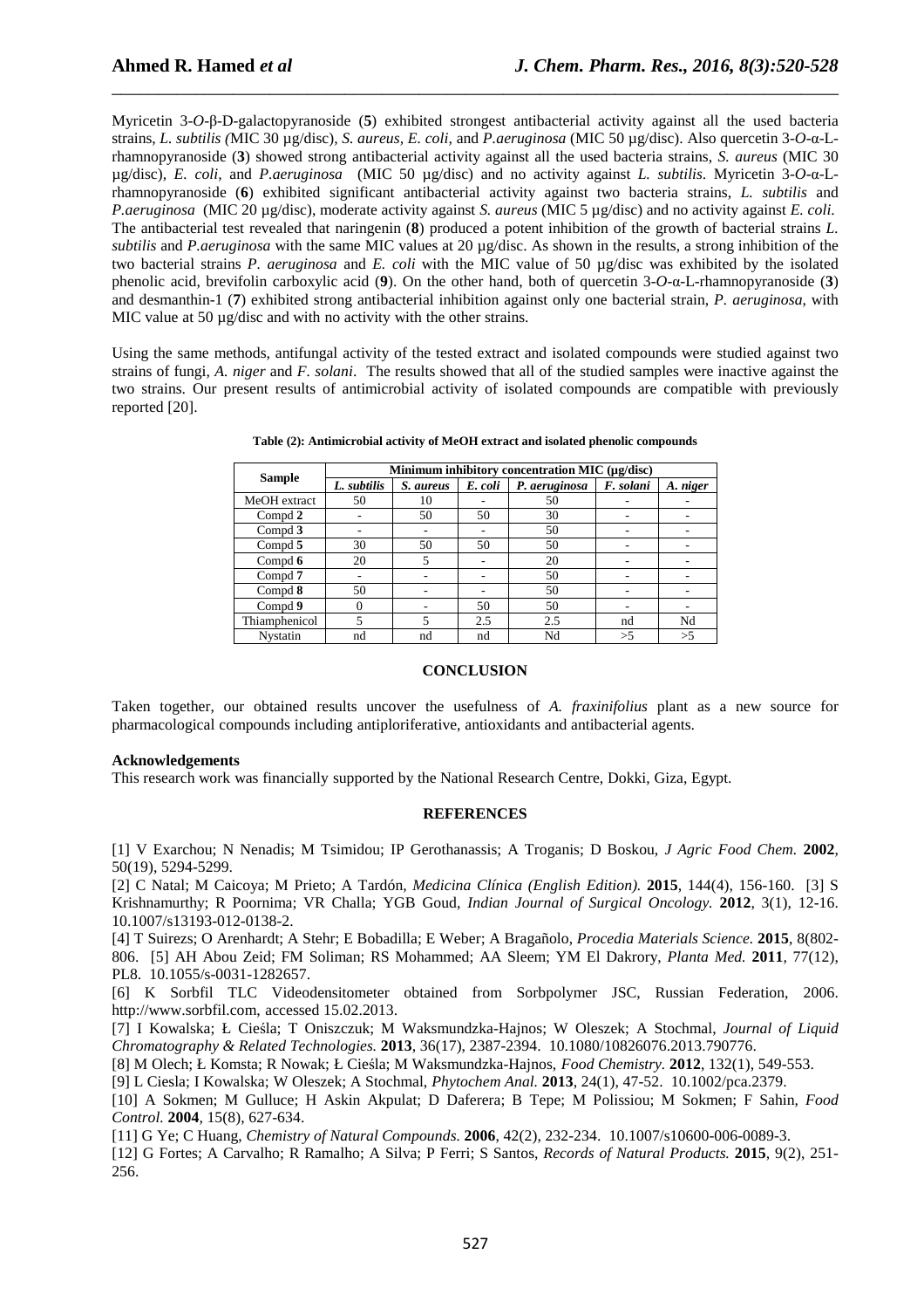Myricetin 3-*O*-β-D-galactopyranoside (**5**) exhibited strongest antibacterial activity against all the used bacteria strains, *L. subtilis (*MIC 30 µg/disc)*, S. aureus, E. coli,* and *P.aeruginosa* (MIC 50 µg/disc). Also quercetin 3-*O*-α-L-rhamnopyranoside (**3**) showed strong antibacterial activity against all the used bacteria strains, *S. aureus* (MIC 30 µg/disc)*, E. coli,* and *P.aeruginosa* (MIC 50 µg/disc) and no activity against *L. subtilis*. Myricetin 3-*O*-α-L-rhamnopyranoside (**6**) exhibited significant antibacterial activity against two bacteria strains, *L. subtilis* and *P.aeruginosa* (MIC 20 µg/disc), moderate activity against *S. aureus* (MIC 5 µg/disc) and no activity against *E. coli.* The antibacterial test revealed that naringenin (**8**) produced a potent inhibition of the growth of bacterial strains *L. subtilis* and *P.aeruginosa* with the same MIC values at 20 µg/disc. As shown in the results, a strong inhibition of the two bacterial strains *P. aeruginosa* and *E. coli* with the MIC value of 50 µg/disc was exhibited by the isolated phenolic acid, brevifolin carboxylic acid (**9**). On the other hand, both of quercetin 3-*O*-α-L-rhamnopyranoside (**3**) and desmanthin-1 (**7**) exhibited strong antibacterial inhibition against only one bacterial strain, *P. aeruginosa*, with MIC value at 50 µg/disc and with no activity with the other strains.

Using the same methods, antifungal activity of the tested extract and isolated compounds were studied against two strains of fungi, *A. niger* and *F. solani*. The results showed that all of the studied samples were inactive against the two strains. Our present results of antimicrobial activity of isolated compounds are compatible with previously reported [20].

**Table (2): Antimicrobial activity of MeOH extract and isolated phenolic compounds**

| Sample | Minimum inhibitory concentration MIC (µg/disc) | | | | | |
|---|---|---|---|---|---|---|
| | *L. subtilis* | *S. aureus* | *E. coli* | *P. aeruginosa* | *F. solani* | *A. niger* |
| MeOH extract | 50 | 10 | - | 50 | - | - |
| Compd **2** | - | 50 | 50 | 30 | - | - |
| Compd **3** | - | - | - | 50 | - | - |
| Compd **5** | 30 | 50 | 50 | 50 | - | - |
| Compd **6** | 20 | 5 | - | 20 | - | - |
| Compd **7** | - | - | - | 50 | - | - |
| Compd **8** | 50 | - | - | 50 | - | - |
| Compd **9** | 0 | - | 50 | 50 | - | - |
| Thiamphenicol | 5 | 5 | 2.5 | 2.5 | nd | Nd |
| Nystatin | nd | nd | nd | Nd | >5 | >5 |

## CONCLUSION

Taken together, our obtained results uncover the usefulness of *A. fraxinifolius* plant as a new source for pharmacological compounds including antiploriferative, antioxidants and antibacterial agents.

**Acknowledgements**

This research work was financially supported by the National Research Centre, Dokki, Giza, Egypt.

## REFERENCES

[1] V Exarchou; N Nenadis; M Tsimidou; IP Gerothanassis; A Troganis; D Boskou, *J Agric Food Chem.* **2002**, 50(19), 5294-5299.

[2] C Natal; M Caicoya; M Prieto; A Tardón, *Medicina Clínica (English Edition).* **2015**, 144(4), 156-160. [3] S Krishnamurthy; R Poornima; VR Challa; YGB Goud, *Indian Journal of Surgical Oncology.* **2012**, 3(1), 12-16. 10.1007/s13193-012-0138-2.

[4] T Suirezs; O Arenhardt; A Stehr; E Bobadilla; E Weber; A Bragañolo, *Procedia Materials Science.* **2015**, 8(802-806. [5] AH Abou Zeid; FM Soliman; RS Mohammed; AA Sleem; YM El Dakrory, *Planta Med.* **2011**, 77(12), PL8. 10.1055/s-0031-1282657.

[6] K Sorbfil TLC Videodensitometer obtained from Sorbpolymer JSC, Russian Federation, 2006. http://www.sorbfil.com, accessed 15.02.2013.

[7] I Kowalska; Ł Cieśla; T Oniszczuk; M Waksmundzka-Hajnos; W Oleszek; A Stochmal, *Journal of Liquid Chromatography & Related Technologies.* **2013**, 36(17), 2387-2394. 10.1080/10826076.2013.790776.

[8] M Olech; Ł Komsta; R Nowak; Ł Cieśla; M Waksmundzka-Hajnos, *Food Chemistry.* **2012**, 132(1), 549-553.

[9] L Ciesla; I Kowalska; W Oleszek; A Stochmal, *Phytochem Anal.* **2013**, 24(1), 47-52. 10.1002/pca.2379.

[10] A Sokmen; M Gulluce; H Askin Akpulat; D Daferera; B Tepe; M Polissiou; M Sokmen; F Sahin, *Food Control.* **2004**, 15(8), 627-634.

[11] G Ye; C Huang, *Chemistry of Natural Compounds.* **2006**, 42(2), 232-234. 10.1007/s10600-006-0089-3.

[12] G Fortes; A Carvalho; R Ramalho; A Silva; P Ferri; S Santos, *Records of Natural Products.* **2015**, 9(2), 251-256.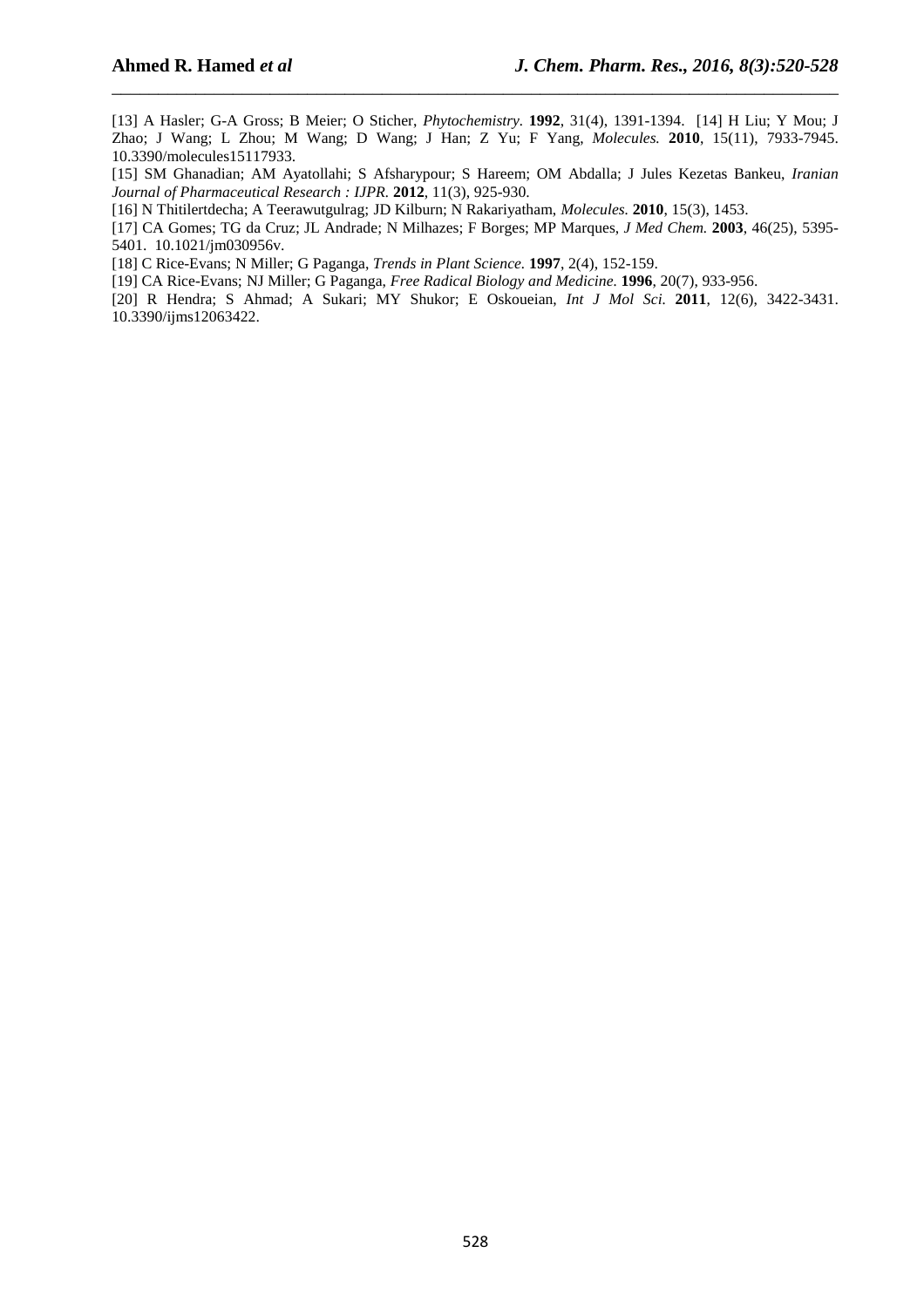[13] A Hasler; G-A Gross; B Meier; O Sticher, *Phytochemistry.* **1992**, 31(4), 1391-1394. [14] H Liu; Y Mou; J Zhao; J Wang; L Zhou; M Wang; D Wang; J Han; Z Yu; F Yang, *Molecules.* **2010**, 15(11), 7933-7945. 10.3390/molecules15117933.

[15] SM Ghanadian; AM Ayatollahi; S Afsharypour; S Hareem; OM Abdalla; J Jules Kezetas Bankeu, *Iranian Journal of Pharmaceutical Research : IJPR.* **2012**, 11(3), 925-930.

[16] N Thitilertdecha; A Teerawutgulrag; JD Kilburn; N Rakariyatham, *Molecules.* **2010**, 15(3), 1453.

[17] CA Gomes; TG da Cruz; JL Andrade; N Milhazes; F Borges; MP Marques, *J Med Chem.* **2003**, 46(25), 5395-5401. 10.1021/jm030956v.

[18] C Rice-Evans; N Miller; G Paganga, *Trends in Plant Science.* **1997**, 2(4), 152-159.

[19] CA Rice-Evans; NJ Miller; G Paganga, *Free Radical Biology and Medicine.* **1996**, 20(7), 933-956.

[20] R Hendra; S Ahmad; A Sukari; MY Shukor; E Oskoueian, *Int J Mol Sci.* **2011**, 12(6), 3422-3431. 10.3390/ijms12063422.